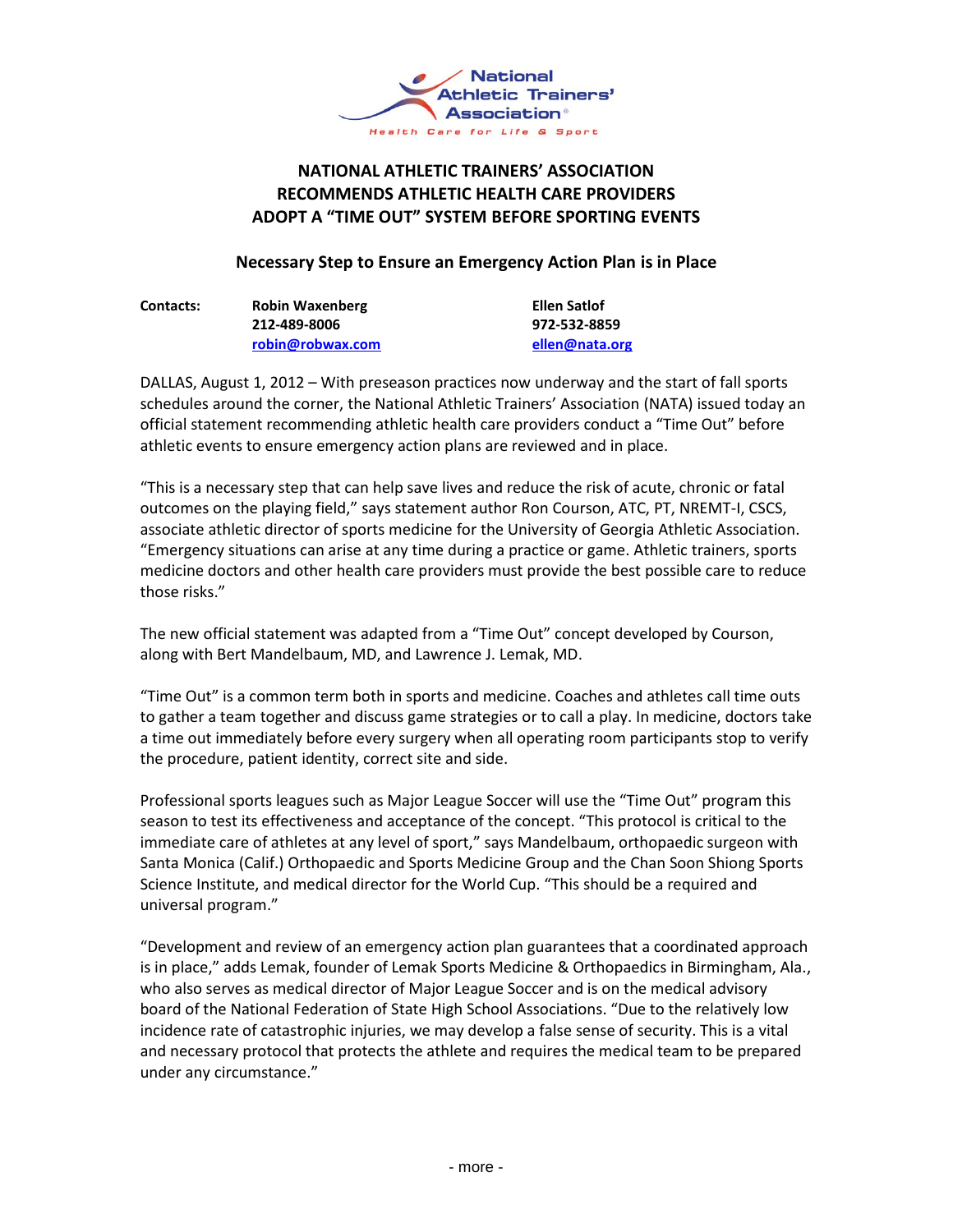National Athletic Trainers' Association®

Health Care for Life & Sport

# NATIONAL ATHLETIC TRAINERS' ASSOCIATION RECOMMENDS ATHLETIC HEALTH CARE PROVIDERS ADOPT A "TIME OUT" SYSTEM BEFORE SPORTING EVENTS

## Necessary Step to Ensure an Emergency Action Plan is in Place

| **Contacts:** | **Robin Waxenberg** | **Ellen Satlof** |
|---|---|---|
| | **212-489-8006** | **972-532-8859** |
| | **robin@robwax.com** | **ellen@nata.org** |

DALLAS, August 1, 2012 – With preseason practices now underway and the start of fall sports schedules around the corner, the National Athletic Trainers' Association (NATA) issued today an official statement recommending athletic health care providers conduct a "Time Out" before athletic events to ensure emergency action plans are reviewed and in place.

"This is a necessary step that can help save lives and reduce the risk of acute, chronic or fatal outcomes on the playing field," says statement author Ron Courson, ATC, PT, NREMT-I, CSCS, associate athletic director of sports medicine for the University of Georgia Athletic Association. "Emergency situations can arise at any time during a practice or game. Athletic trainers, sports medicine doctors and other health care providers must provide the best possible care to reduce those risks."

The new official statement was adapted from a "Time Out" concept developed by Courson, along with Bert Mandelbaum, MD, and Lawrence J. Lemak, MD.

"Time Out" is a common term both in sports and medicine. Coaches and athletes call time outs to gather a team together and discuss game strategies or to call a play. In medicine, doctors take a time out immediately before every surgery when all operating room participants stop to verify the procedure, patient identity, correct site and side.

Professional sports leagues such as Major League Soccer will use the "Time Out" program this season to test its effectiveness and acceptance of the concept. "This protocol is critical to the immediate care of athletes at any level of sport," says Mandelbaum, orthopaedic surgeon with Santa Monica (Calif.) Orthopaedic and Sports Medicine Group and the Chan Soon Shiong Sports Science Institute, and medical director for the World Cup. "This should be a required and universal program."

"Development and review of an emergency action plan guarantees that a coordinated approach is in place," adds Lemak, founder of Lemak Sports Medicine & Orthopaedics in Birmingham, Ala., who also serves as medical director of Major League Soccer and is on the medical advisory board of the National Federation of State High School Associations. "Due to the relatively low incidence rate of catastrophic injuries, we may develop a false sense of security. This is a vital and necessary protocol that protects the athlete and requires the medical team to be prepared under any circumstance."

- more -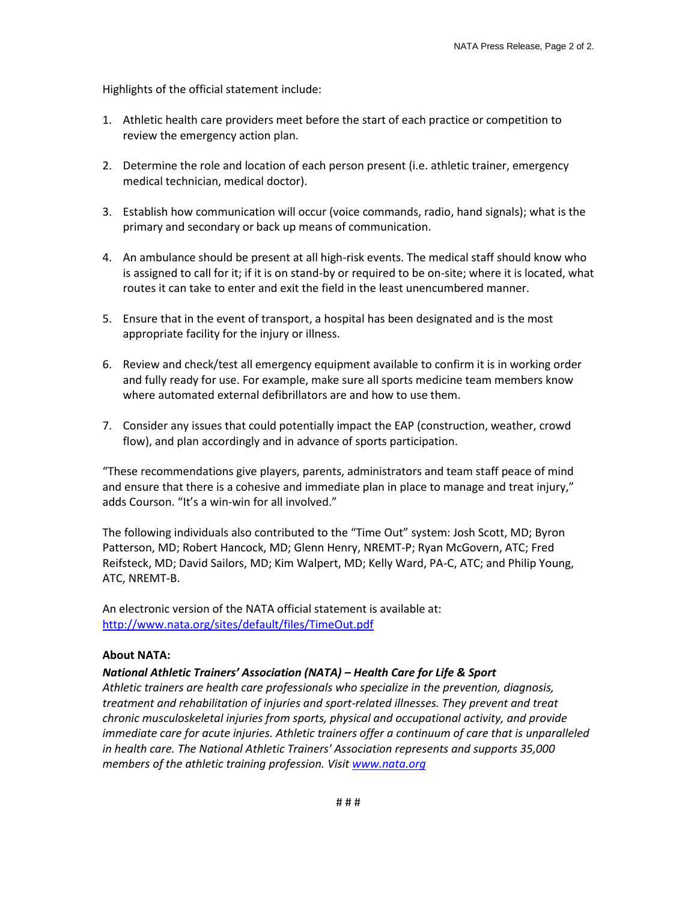Highlights of the official statement include:

1. Athletic health care providers meet before the start of each practice or competition to review the emergency action plan.

2. Determine the role and location of each person present (i.e. athletic trainer, emergency medical technician, medical doctor).

3. Establish how communication will occur (voice commands, radio, hand signals); what is the primary and secondary or back up means of communication.

4. An ambulance should be present at all high-risk events. The medical staff should know who is assigned to call for it; if it is on stand-by or required to be on-site; where it is located, what routes it can take to enter and exit the field in the least unencumbered manner.

5. Ensure that in the event of transport, a hospital has been designated and is the most appropriate facility for the injury or illness.

6. Review and check/test all emergency equipment available to confirm it is in working order and fully ready for use. For example, make sure all sports medicine team members know where automated external defibrillators are and how to use them.

7. Consider any issues that could potentially impact the EAP (construction, weather, crowd flow), and plan accordingly and in advance of sports participation.

"These recommendations give players, parents, administrators and team staff peace of mind and ensure that there is a cohesive and immediate plan in place to manage and treat injury," adds Courson. "It's a win-win for all involved."

The following individuals also contributed to the "Time Out" system: Josh Scott, MD; Byron Patterson, MD; Robert Hancock, MD; Glenn Henry, NREMT-P; Ryan McGovern, ATC; Fred Reifsteck, MD; David Sailors, MD; Kim Walpert, MD; Kelly Ward, PA-C, ATC; and Philip Young, ATC, NREMT-B.

An electronic version of the NATA official statement is available at: [http://www.nata.org/sites/default/files/TimeOut.pdf](http://www.nata.org/sites/default/files/TimeOut.pdf)

**About NATA:**

***National Athletic Trainers' Association (NATA) – Health Care for Life & Sport***

*Athletic trainers are health care professionals who specialize in the prevention, diagnosis, treatment and rehabilitation of injuries and sport-related illnesses. They prevent and treat chronic musculoskeletal injuries from sports, physical and occupational activity, and provide immediate care for acute injuries. Athletic trainers offer a continuum of care that is unparalleled in health care. The National Athletic Trainers' Association represents and supports 35,000 members of the athletic training profession. Visit [www.nata.org](http://www.nata.org)*

# # #